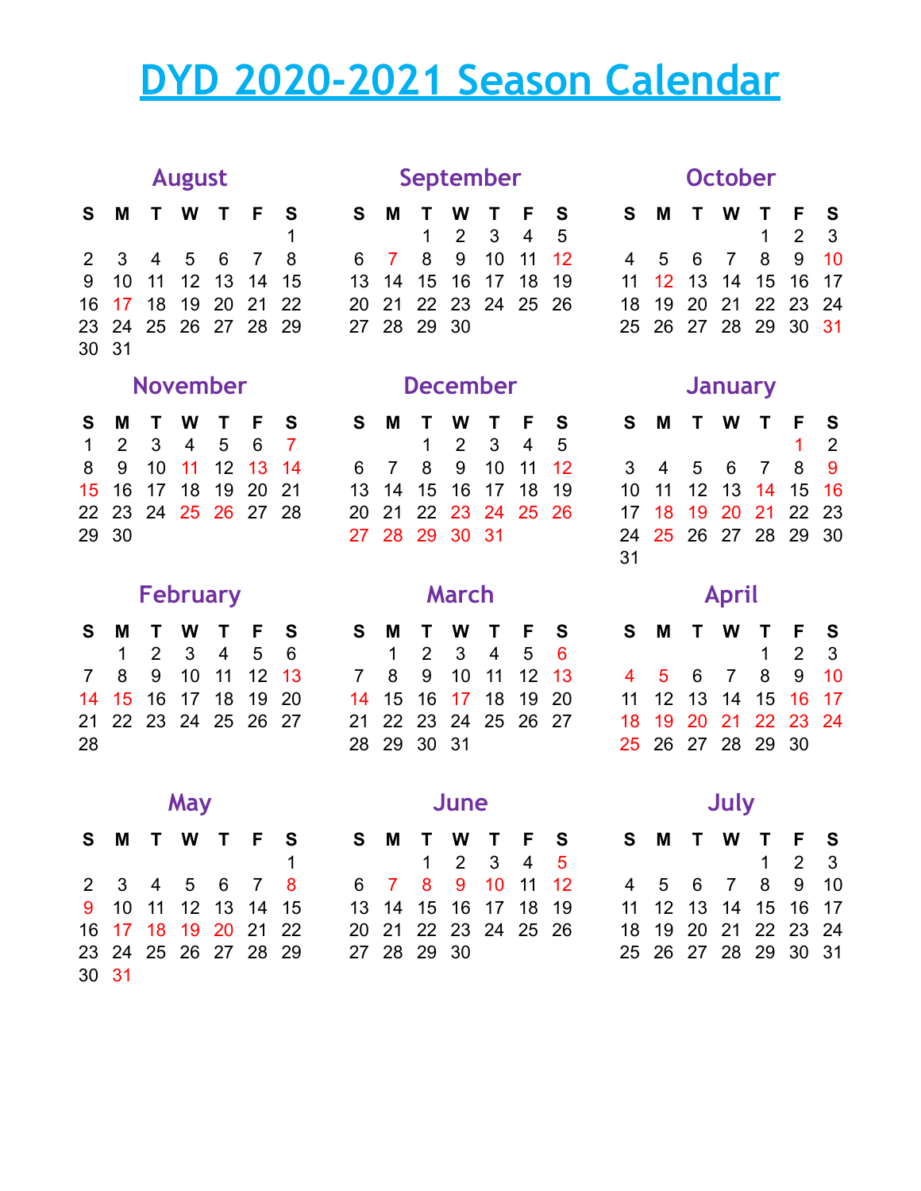# DYD 2020-2021 Season Calendar

## August

| S | M | T | W | T | F | S |
|---|---|---|---|---|---|---|
| | | | | | | 1 |
| 2 | 3 | 4 | 5 | 6 | 7 | 8 |
| 9 | 10 | 11 | 12 | 13 | 14 | 15 |
| 16 | 17 | 18 | 19 | 20 | 21 | 22 |
| 23 | 24 | 25 | 26 | 27 | 28 | 29 |
| 30 | 31 | | | | | |

## September

| S | M | T | W | T | F | S |
|---|---|---|---|---|---|---|
| | | 1 | 2 | 3 | 4 | 5 |
| 6 | 7 | 8 | 9 | 10 | 11 | 12 |
| 13 | 14 | 15 | 16 | 17 | 18 | 19 |
| 20 | 21 | 22 | 23 | 24 | 25 | 26 |
| 27 | 28 | 29 | 30 | | | |

## October

| S | M | T | W | T | F | S |
|---|---|---|---|---|---|---|
| | | | | 1 | 2 | 3 |
| 4 | 5 | 6 | 7 | 8 | 9 | 10 |
| 11 | 12 | 13 | 14 | 15 | 16 | 17 |
| 18 | 19 | 20 | 21 | 22 | 23 | 24 |
| 25 | 26 | 27 | 28 | 29 | 30 | 31 |

## November

| S | M | T | W | T | F | S |
|---|---|---|---|---|---|---|
| 1 | 2 | 3 | 4 | 5 | 6 | 7 |
| 8 | 9 | 10 | 11 | 12 | 13 | 14 |
| 15 | 16 | 17 | 18 | 19 | 20 | 21 |
| 22 | 23 | 24 | 25 | 26 | 27 | 28 |
| 29 | 30 | | | | | |

## December

| S | M | T | W | T | F | S |
|---|---|---|---|---|---|---|
| | | 1 | 2 | 3 | 4 | 5 |
| 6 | 7 | 8 | 9 | 10 | 11 | 12 |
| 13 | 14 | 15 | 16 | 17 | 18 | 19 |
| 20 | 21 | 22 | 23 | 24 | 25 | 26 |
| 27 | 28 | 29 | 30 | 31 | | |

## January

| S | M | T | W | T | F | S |
|---|---|---|---|---|---|---|
| | | | | | 1 | 2 |
| 3 | 4 | 5 | 6 | 7 | 8 | 9 |
| 10 | 11 | 12 | 13 | 14 | 15 | 16 |
| 17 | 18 | 19 | 20 | 21 | 22 | 23 |
| 24 | 25 | 26 | 27 | 28 | 29 | 30 |
| 31 | | | | | | |

## February

| S | M | T | W | T | F | S |
|---|---|---|---|---|---|---|
| | 1 | 2 | 3 | 4 | 5 | 6 |
| 7 | 8 | 9 | 10 | 11 | 12 | 13 |
| 14 | 15 | 16 | 17 | 18 | 19 | 20 |
| 21 | 22 | 23 | 24 | 25 | 26 | 27 |
| 28 | | | | | | |

## March

| S | M | T | W | T | F | S |
|---|---|---|---|---|---|---|
| | 1 | 2 | 3 | 4 | 5 | 6 |
| 7 | 8 | 9 | 10 | 11 | 12 | 13 |
| 14 | 15 | 16 | 17 | 18 | 19 | 20 |
| 21 | 22 | 23 | 24 | 25 | 26 | 27 |
| 28 | 29 | 30 | 31 | | | |

## April

| S | M | T | W | T | F | S |
|---|---|---|---|---|---|---|
| | | | | 1 | 2 | 3 |
| 4 | 5 | 6 | 7 | 8 | 9 | 10 |
| 11 | 12 | 13 | 14 | 15 | 16 | 17 |
| 18 | 19 | 20 | 21 | 22 | 23 | 24 |
| 25 | 26 | 27 | 28 | 29 | 30 | |

## May

| S | M | T | W | T | F | S |
|---|---|---|---|---|---|---|
| | | | | | | 1 |
| 2 | 3 | 4 | 5 | 6 | 7 | 8 |
| 9 | 10 | 11 | 12 | 13 | 14 | 15 |
| 16 | 17 | 18 | 19 | 20 | 21 | 22 |
| 23 | 24 | 25 | 26 | 27 | 28 | 29 |
| 30 | 31 | | | | | |

## June

| S | M | T | W | T | F | S |
|---|---|---|---|---|---|---|
| | | 1 | 2 | 3 | 4 | 5 |
| 6 | 7 | 8 | 9 | 10 | 11 | 12 |
| 13 | 14 | 15 | 16 | 17 | 18 | 19 |
| 20 | 21 | 22 | 23 | 24 | 25 | 26 |
| 27 | 28 | 29 | 30 | | | |

## July

| S | M | T | W | T | F | S |
|---|---|---|---|---|---|---|
| | | | | 1 | 2 | 3 |
| 4 | 5 | 6 | 7 | 8 | 9 | 10 |
| 11 | 12 | 13 | 14 | 15 | 16 | 17 |
| 18 | 19 | 20 | 21 | 22 | 23 | 24 |
| 25 | 26 | 27 | 28 | 29 | 30 | 31 |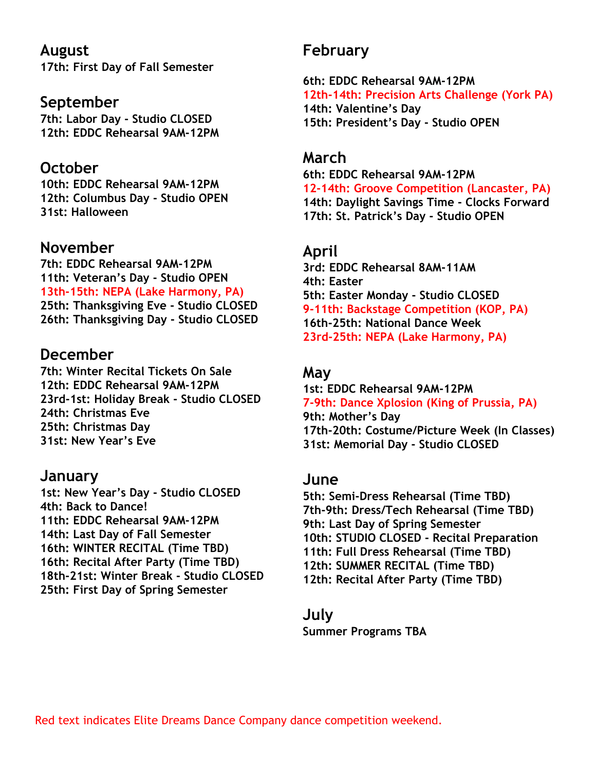## August

17th: First Day of Fall Semester

## September

7th: Labor Day - Studio CLOSED
12th: EDDC Rehearsal 9AM-12PM

## October

10th: EDDC Rehearsal 9AM-12PM
12th: Columbus Day - Studio OPEN
31st: Halloween

## November

7th: EDDC Rehearsal 9AM-12PM
11th: Veteran's Day - Studio OPEN
13th-15th: NEPA (Lake Harmony, PA)
25th: Thanksgiving Eve - Studio CLOSED
26th: Thanksgiving Day - Studio CLOSED

## December

7th: Winter Recital Tickets On Sale
12th: EDDC Rehearsal 9AM-12PM
23rd-1st: Holiday Break - Studio CLOSED
24th: Christmas Eve
25th: Christmas Day
31st: New Year's Eve

## January

1st: New Year's Day - Studio CLOSED
4th: Back to Dance!
11th: EDDC Rehearsal 9AM-12PM
14th: Last Day of Fall Semester
16th: WINTER RECITAL (Time TBD)
16th: Recital After Party (Time TBD)
18th-21st: Winter Break - Studio CLOSED
25th: First Day of Spring Semester

## February

6th: EDDC Rehearsal 9AM-12PM
12th-14th: Precision Arts Challenge (York PA)
14th: Valentine's Day
15th: President's Day - Studio OPEN

## March

6th: EDDC Rehearsal 9AM-12PM
12-14th: Groove Competition (Lancaster, PA)
14th: Daylight Savings Time - Clocks Forward
17th: St. Patrick's Day - Studio OPEN

## April

3rd: EDDC Rehearsal 8AM-11AM
4th: Easter
5th: Easter Monday - Studio CLOSED
9-11th: Backstage Competition (KOP, PA)
16th-25th: National Dance Week
23rd-25th: NEPA (Lake Harmony, PA)

## May

1st: EDDC Rehearsal 9AM-12PM
7-9th: Dance Xplosion (King of Prussia, PA)
9th: Mother's Day
17th-20th: Costume/Picture Week (In Classes)
31st: Memorial Day - Studio CLOSED

## June

5th: Semi-Dress Rehearsal (Time TBD)
7th-9th: Dress/Tech Rehearsal (Time TBD)
9th: Last Day of Spring Semester
10th: STUDIO CLOSED - Recital Preparation
11th: Full Dress Rehearsal (Time TBD)
12th: SUMMER RECITAL (Time TBD)
12th: Recital After Party (Time TBD)

## July

Summer Programs TBA

Red text indicates Elite Dreams Dance Company dance competition weekend.